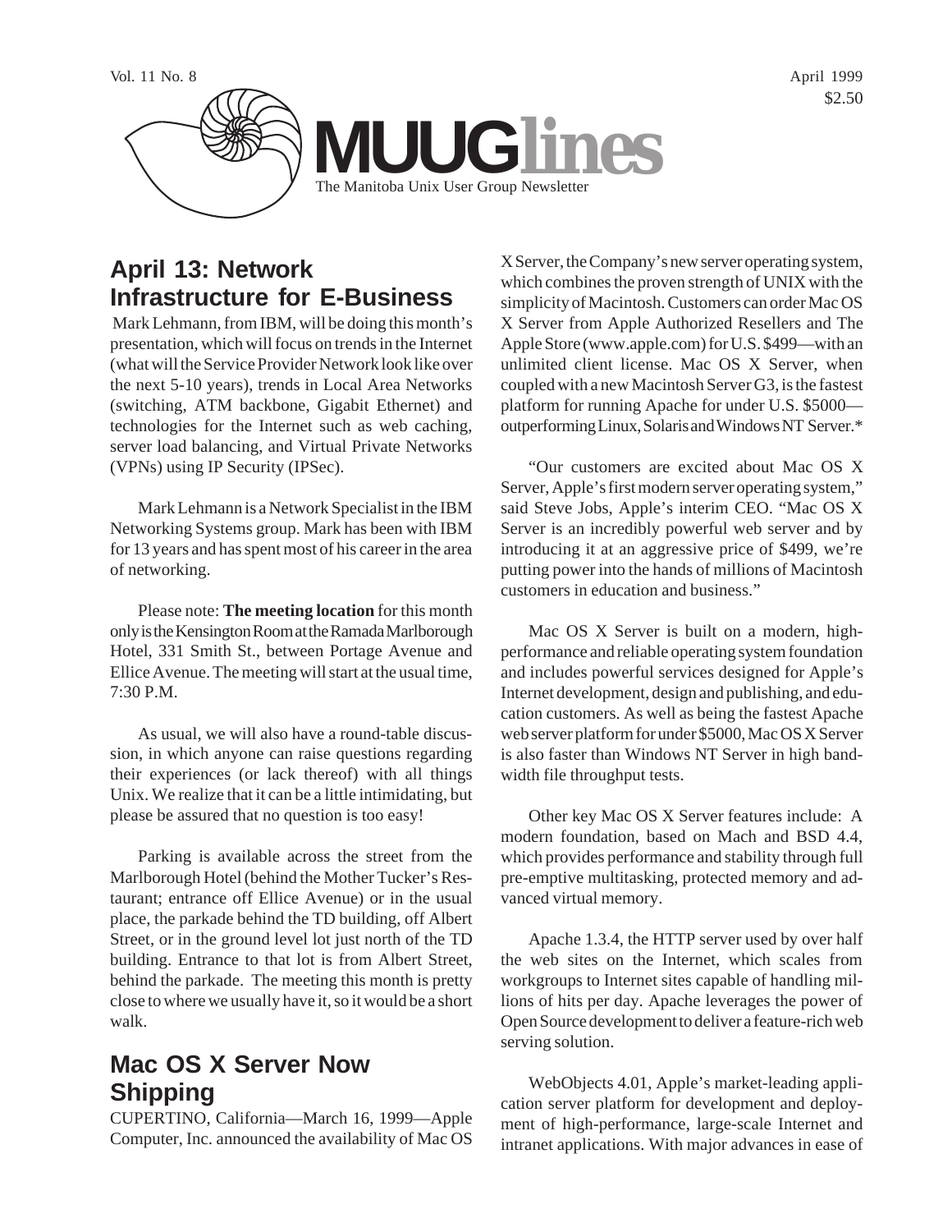Vol. 11 No. 8

April 1999

$2.50

# MUUGlines

The Manitoba Unix User Group Newsletter

## April 13: Network Infrastructure for E-Business

Mark Lehmann, from IBM, will be doing this month's presentation, which will focus on trends in the Internet (what will the Service Provider Network look like over the next 5-10 years), trends in Local Area Networks (switching, ATM backbone, Gigabit Ethernet) and technologies for the Internet such as web caching, server load balancing, and Virtual Private Networks (VPNs) using IP Security (IPSec).

Mark Lehmann is a Network Specialist in the IBM Networking Systems group. Mark has been with IBM for 13 years and has spent most of his career in the area of networking.

Please note: **The meeting location** for this month only is the Kensington Room at the Ramada Marlborough Hotel, 331 Smith St., between Portage Avenue and Ellice Avenue. The meeting will start at the usual time, 7:30 P.M.

As usual, we will also have a round-table discussion, in which anyone can raise questions regarding their experiences (or lack thereof) with all things Unix. We realize that it can be a little intimidating, but please be assured that no question is too easy!

Parking is available across the street from the Marlborough Hotel (behind the Mother Tucker's Restaurant; entrance off Ellice Avenue) or in the usual place, the parkade behind the TD building, off Albert Street, or in the ground level lot just north of the TD building. Entrance to that lot is from Albert Street, behind the parkade. The meeting this month is pretty close to where we usually have it, so it would be a short walk.

## Mac OS X Server Now Shipping

CUPERTINO, California—March 16, 1999—Apple Computer, Inc. announced the availability of Mac OS X Server, the Company's new server operating system, which combines the proven strength of UNIX with the simplicity of Macintosh. Customers can order Mac OS X Server from Apple Authorized Resellers and The Apple Store (www.apple.com) for U.S. $499—with an unlimited client license. Mac OS X Server, when coupled with a new Macintosh Server G3, is the fastest platform for running Apache for under U.S. $5000—outperforming Linux, Solaris and Windows NT Server.*

"Our customers are excited about Mac OS X Server, Apple's first modern server operating system," said Steve Jobs, Apple's interim CEO. "Mac OS X Server is an incredibly powerful web server and by introducing it at an aggressive price of $499, we're putting power into the hands of millions of Macintosh customers in education and business."

Mac OS X Server is built on a modern, high-performance and reliable operating system foundation and includes powerful services designed for Apple's Internet development, design and publishing, and education customers. As well as being the fastest Apache web server platform for under $5000, Mac OS X Server is also faster than Windows NT Server in high bandwidth file throughput tests.

Other key Mac OS X Server features include: A modern foundation, based on Mach and BSD 4.4, which provides performance and stability through full pre-emptive multitasking, protected memory and advanced virtual memory.

Apache 1.3.4, the HTTP server used by over half the web sites on the Internet, which scales from workgroups to Internet sites capable of handling millions of hits per day. Apache leverages the power of Open Source development to deliver a feature-rich web serving solution.

WebObjects 4.01, Apple's market-leading application server platform for development and deployment of high-performance, large-scale Internet and intranet applications. With major advances in ease of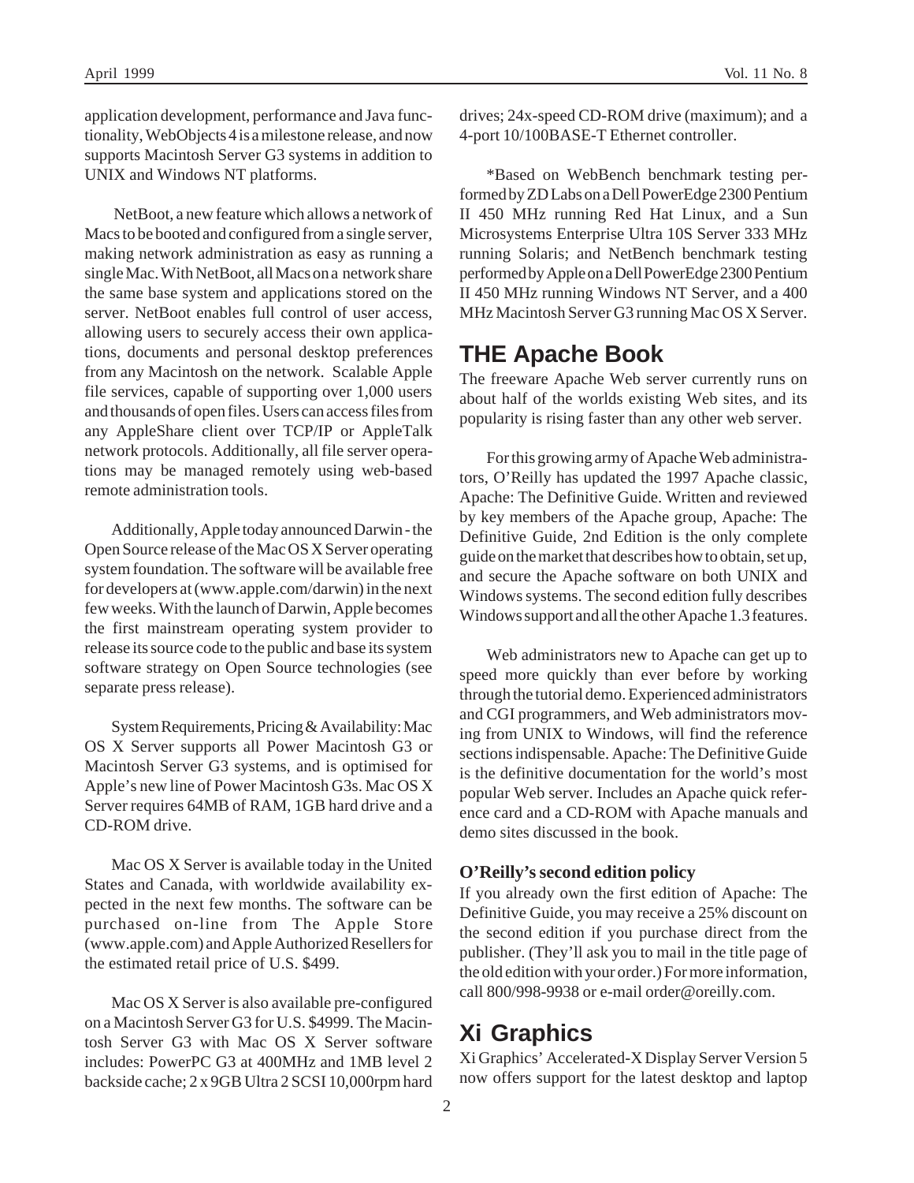application development, performance and Java functionality, WebObjects 4 is a milestone release, and now supports Macintosh Server G3 systems in addition to UNIX and Windows NT platforms.

NetBoot, a new feature which allows a network of Macs to be booted and configured from a single server, making network administration as easy as running a single Mac. With NetBoot, all Macs on a network share the same base system and applications stored on the server. NetBoot enables full control of user access, allowing users to securely access their own applications, documents and personal desktop preferences from any Macintosh on the network. Scalable Apple file services, capable of supporting over 1,000 users and thousands of open files. Users can access files from any AppleShare client over TCP/IP or AppleTalk network protocols. Additionally, all file server operations may be managed remotely using web-based remote administration tools.

Additionally, Apple today announced Darwin - the Open Source release of the Mac OS X Server operating system foundation. The software will be available free for developers at (www.apple.com/darwin) in the next few weeks. With the launch of Darwin, Apple becomes the first mainstream operating system provider to release its source code to the public and base its system software strategy on Open Source technologies (see separate press release).

System Requirements, Pricing & Availability: Mac OS X Server supports all Power Macintosh G3 or Macintosh Server G3 systems, and is optimised for Apple's new line of Power Macintosh G3s. Mac OS X Server requires 64MB of RAM, 1GB hard drive and a CD-ROM drive.

Mac OS X Server is available today in the United States and Canada, with worldwide availability expected in the next few months. The software can be purchased on-line from The Apple Store (www.apple.com) and Apple Authorized Resellers for the estimated retail price of U.S. $499.

Mac OS X Server is also available pre-configured on a Macintosh Server G3 for U.S. $4999. The Macintosh Server G3 with Mac OS X Server software includes: PowerPC G3 at 400MHz and 1MB level 2 backside cache; 2 x 9GB Ultra 2 SCSI 10,000rpm hard drives; 24x-speed CD-ROM drive (maximum); and a 4-port 10/100BASE-T Ethernet controller.

*Based on WebBench benchmark testing performed by ZD Labs on a Dell PowerEdge 2300 Pentium II 450 MHz running Red Hat Linux, and a Sun Microsystems Enterprise Ultra 10S Server 333 MHz running Solaris; and NetBench benchmark testing performed by Apple on a Dell PowerEdge 2300 Pentium II 450 MHz running Windows NT Server, and a 400 MHz Macintosh Server G3 running Mac OS X Server.

## THE Apache Book

The freeware Apache Web server currently runs on about half of the worlds existing Web sites, and its popularity is rising faster than any other web server.

For this growing army of Apache Web administrators, O'Reilly has updated the 1997 Apache classic, Apache: The Definitive Guide. Written and reviewed by key members of the Apache group, Apache: The Definitive Guide, 2nd Edition is the only complete guide on the market that describes how to obtain, set up, and secure the Apache software on both UNIX and Windows systems. The second edition fully describes Windows support and all the other Apache 1.3 features.

Web administrators new to Apache can get up to speed more quickly than ever before by working through the tutorial demo. Experienced administrators and CGI programmers, and Web administrators moving from UNIX to Windows, will find the reference sections indispensable. Apache: The Definitive Guide is the definitive documentation for the world's most popular Web server. Includes an Apache quick reference card and a CD-ROM with Apache manuals and demo sites discussed in the book.

### O'Reilly's second edition policy

If you already own the first edition of Apache: The Definitive Guide, you may receive a 25% discount on the second edition if you purchase direct from the publisher. (They'll ask you to mail in the title page of the old edition with your order.) For more information, call 800/998-9938 or e-mail order@oreilly.com.

## Xi Graphics

Xi Graphics' Accelerated-X Display Server Version 5 now offers support for the latest desktop and laptop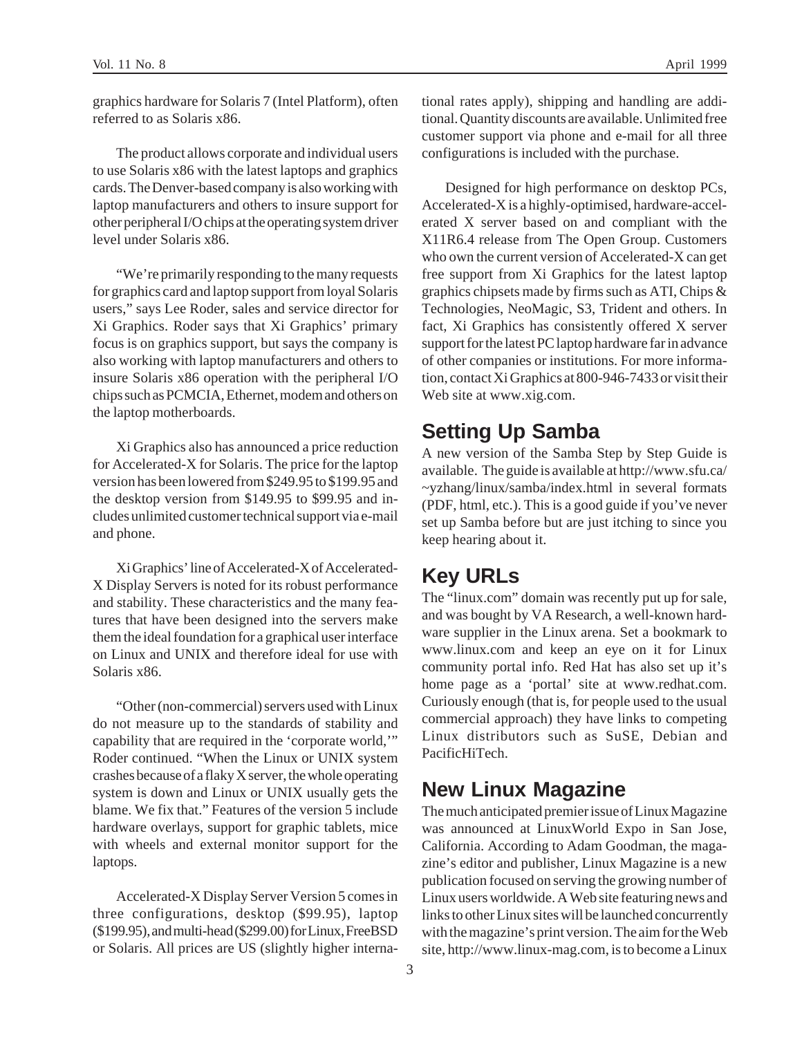graphics hardware for Solaris 7 (Intel Platform), often referred to as Solaris x86.

The product allows corporate and individual users to use Solaris x86 with the latest laptops and graphics cards. The Denver-based company is also working with laptop manufacturers and others to insure support for other peripheral I/O chips at the operating system driver level under Solaris x86.

"We're primarily responding to the many requests for graphics card and laptop support from loyal Solaris users," says Lee Roder, sales and service director for Xi Graphics. Roder says that Xi Graphics' primary focus is on graphics support, but says the company is also working with laptop manufacturers and others to insure Solaris x86 operation with the peripheral I/O chips such as PCMCIA, Ethernet, modem and others on the laptop motherboards.

Xi Graphics also has announced a price reduction for Accelerated-X for Solaris. The price for the laptop version has been lowered from $249.95 to $199.95 and the desktop version from $149.95 to $99.95 and includes unlimited customer technical support via e-mail and phone.

Xi Graphics' line of Accelerated-X of Accelerated-X Display Servers is noted for its robust performance and stability. These characteristics and the many features that have been designed into the servers make them the ideal foundation for a graphical user interface on Linux and UNIX and therefore ideal for use with Solaris x86.

"Other (non-commercial) servers used with Linux do not measure up to the standards of stability and capability that are required in the 'corporate world,'" Roder continued. "When the Linux or UNIX system crashes because of a flaky X server, the whole operating system is down and Linux or UNIX usually gets the blame. We fix that." Features of the version 5 include hardware overlays, support for graphic tablets, mice with wheels and external monitor support for the laptops.

Accelerated-X Display Server Version 5 comes in three configurations, desktop ($99.95), laptop ($199.95), and multi-head ($299.00) for Linux, FreeBSD or Solaris. All prices are US (slightly higher international rates apply), shipping and handling are additional. Quantity discounts are available. Unlimited free customer support via phone and e-mail for all three configurations is included with the purchase.

Designed for high performance on desktop PCs, Accelerated-X is a highly-optimised, hardware-accelerated X server based on and compliant with the X11R6.4 release from The Open Group. Customers who own the current version of Accelerated-X can get free support from Xi Graphics for the latest laptop graphics chipsets made by firms such as ATI, Chips & Technologies, NeoMagic, S3, Trident and others. In fact, Xi Graphics has consistently offered X server support for the latest PC laptop hardware far in advance of other companies or institutions. For more information, contact Xi Graphics at 800-946-7433 or visit their Web site at www.xig.com.

## Setting Up Samba

A new version of the Samba Step by Step Guide is available. The guide is available at http://www.sfu.ca/~yzhang/linux/samba/index.html in several formats (PDF, html, etc.). This is a good guide if you've never set up Samba before but are just itching to since you keep hearing about it.

## Key URLs

The "linux.com" domain was recently put up for sale, and was bought by VA Research, a well-known hardware supplier in the Linux arena. Set a bookmark to www.linux.com and keep an eye on it for Linux community portal info. Red Hat has also set up it's home page as a 'portal' site at www.redhat.com. Curiously enough (that is, for people used to the usual commercial approach) they have links to competing Linux distributors such as SuSE, Debian and PacificHiTech.

## New Linux Magazine

The much anticipated premier issue of Linux Magazine was announced at LinuxWorld Expo in San Jose, California. According to Adam Goodman, the magazine's editor and publisher, Linux Magazine is a new publication focused on serving the growing number of Linux users worldwide. A Web site featuring news and links to other Linux sites will be launched concurrently with the magazine's print version. The aim for the Web site, http://www.linux-mag.com, is to become a Linux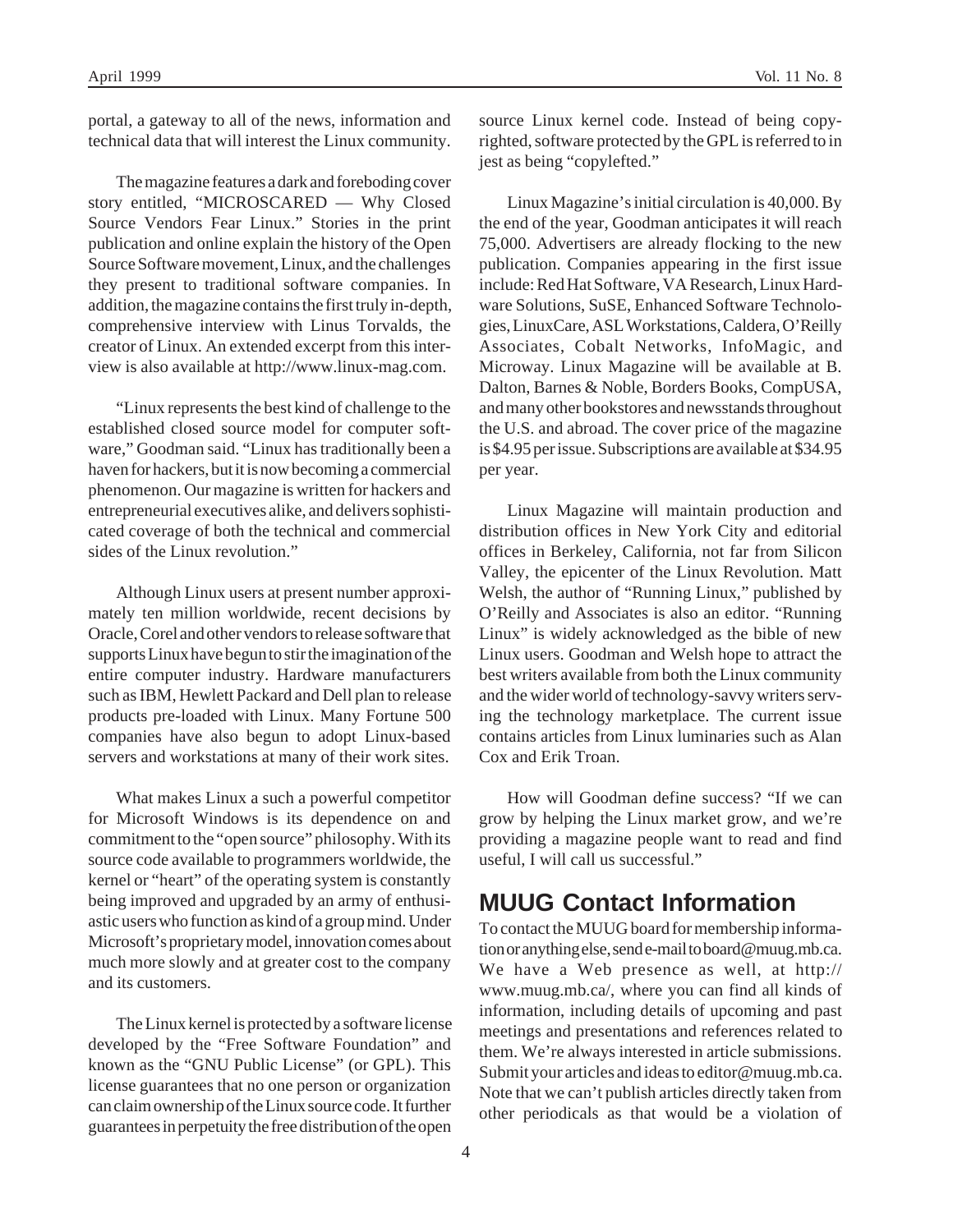portal, a gateway to all of the news, information and technical data that will interest the Linux community.

The magazine features a dark and foreboding cover story entitled, "MICROSCARED — Why Closed Source Vendors Fear Linux." Stories in the print publication and online explain the history of the Open Source Software movement, Linux, and the challenges they present to traditional software companies. In addition, the magazine contains the first truly in-depth, comprehensive interview with Linus Torvalds, the creator of Linux. An extended excerpt from this interview is also available at http://www.linux-mag.com.

"Linux represents the best kind of challenge to the established closed source model for computer software," Goodman said. "Linux has traditionally been a haven for hackers, but it is now becoming a commercial phenomenon. Our magazine is written for hackers and entrepreneurial executives alike, and delivers sophisticated coverage of both the technical and commercial sides of the Linux revolution."

Although Linux users at present number approximately ten million worldwide, recent decisions by Oracle, Corel and other vendors to release software that supports Linux have begun to stir the imagination of the entire computer industry. Hardware manufacturers such as IBM, Hewlett Packard and Dell plan to release products pre-loaded with Linux. Many Fortune 500 companies have also begun to adopt Linux-based servers and workstations at many of their work sites.

What makes Linux a such a powerful competitor for Microsoft Windows is its dependence on and commitment to the "open source" philosophy. With its source code available to programmers worldwide, the kernel or "heart" of the operating system is constantly being improved and upgraded by an army of enthusiastic users who function as kind of a group mind. Under Microsoft's proprietary model, innovation comes about much more slowly and at greater cost to the company and its customers.

The Linux kernel is protected by a software license developed by the "Free Software Foundation" and known as the "GNU Public License" (or GPL). This license guarantees that no one person or organization can claim ownership of the Linux source code. It further guarantees in perpetuity the free distribution of the open source Linux kernel code. Instead of being copyrighted, software protected by the GPL is referred to in jest as being "copylefted."

Linux Magazine's initial circulation is 40,000. By the end of the year, Goodman anticipates it will reach 75,000. Advertisers are already flocking to the new publication. Companies appearing in the first issue include: Red Hat Software, VA Research, Linux Hardware Solutions, SuSE, Enhanced Software Technologies, LinuxCare, ASL Workstations, Caldera, O'Reilly Associates, Cobalt Networks, InfoMagic, and Microway. Linux Magazine will be available at B. Dalton, Barnes & Noble, Borders Books, CompUSA, and many other bookstores and newsstands throughout the U.S. and abroad. The cover price of the magazine is $4.95 per issue. Subscriptions are available at $34.95 per year.

Linux Magazine will maintain production and distribution offices in New York City and editorial offices in Berkeley, California, not far from Silicon Valley, the epicenter of the Linux Revolution. Matt Welsh, the author of "Running Linux," published by O'Reilly and Associates is also an editor. "Running Linux" is widely acknowledged as the bible of new Linux users. Goodman and Welsh hope to attract the best writers available from both the Linux community and the wider world of technology-savvy writers serving the technology marketplace. The current issue contains articles from Linux luminaries such as Alan Cox and Erik Troan.

How will Goodman define success? "If we can grow by helping the Linux market grow, and we're providing a magazine people want to read and find useful, I will call us successful."

## MUUG Contact Information

To contact the MUUG board for membership information or anything else, send e-mail to board@muug.mb.ca. We have a Web presence as well, at http://www.muug.mb.ca/, where you can find all kinds of information, including details of upcoming and past meetings and presentations and references related to them. We're always interested in article submissions. Submit your articles and ideas to editor@muug.mb.ca. Note that we can't publish articles directly taken from other periodicals as that would be a violation of